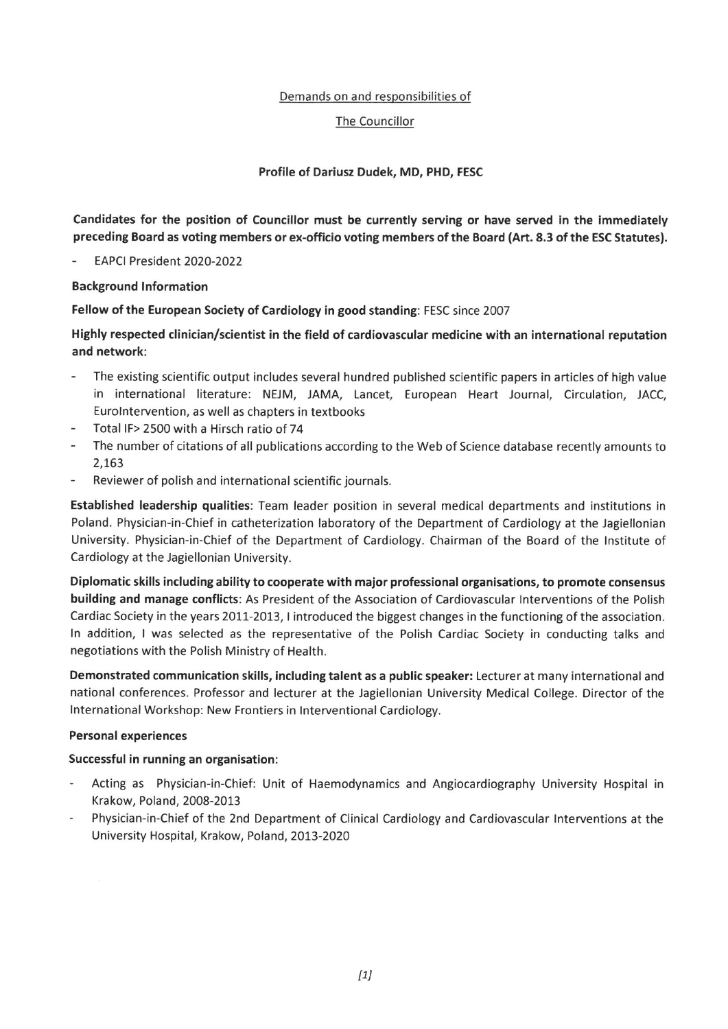Demands on and responsibilities of

The Councillor

**Profile of Dariusz Dudek, MD, PHD, FESC**

**Candidates for the position of Councillor must be currently serving or have served in the immediately preceding Board as voting members or ex-officio voting members of the Board (Art. 8.3 of the ESC Statutes).**

- EAPCI President 2020-2022

**Background Information**

**Fellow of the European Society of Cardiology in good standing**: FESC since 2007

**Highly respected clinician/scientist in the field of cardiovascular medicine with an international reputation and network:**

- The existing scientific output includes several hundred published scientific papers in articles of high value in international literature: NEJM, JAMA, Lancet, European Heart Journal, Circulation, JACC, EuroIntervention, as well as chapters in textbooks
- Total IF> 2500 with a Hirsch ratio of 74
- The number of citations of all publications according to the Web of Science database recently amounts to 2,163
- Reviewer of polish and international scientific journals.

**Established leadership qualities**: Team leader position in several medical departments and institutions in Poland. Physician-in-Chief in catheterization laboratory of the Department of Cardiology at the Jagiellonian University. Physician-in-Chief of the Department of Cardiology. Chairman of the Board of the Institute of Cardiology at the Jagiellonian University.

**Diplomatic skills including ability to cooperate with major professional organisations, to promote consensus building and manage conflicts**: As President of the Association of Cardiovascular Interventions of the Polish Cardiac Society in the years 2011-2013, I introduced the biggest changes in the functioning of the association. In addition, I was selected as the representative of the Polish Cardiac Society in conducting talks and negotiations with the Polish Ministry of Health.

**Demonstrated communication skills, including talent as a public speaker:** Lecturer at many international and national conferences. Professor and lecturer at the Jagiellonian University Medical College. Director of the International Workshop: New Frontiers in Interventional Cardiology.

**Personal experiences**

**Successful in running an organisation:**

- Acting as Physician-in-Chief: Unit of Haemodynamics and Angiocardiography University Hospital in Krakow, Poland, 2008-2013
- Physician-in-Chief of the 2nd Department of Clinical Cardiology and Cardiovascular Interventions at the University Hospital, Krakow, Poland, 2013-2020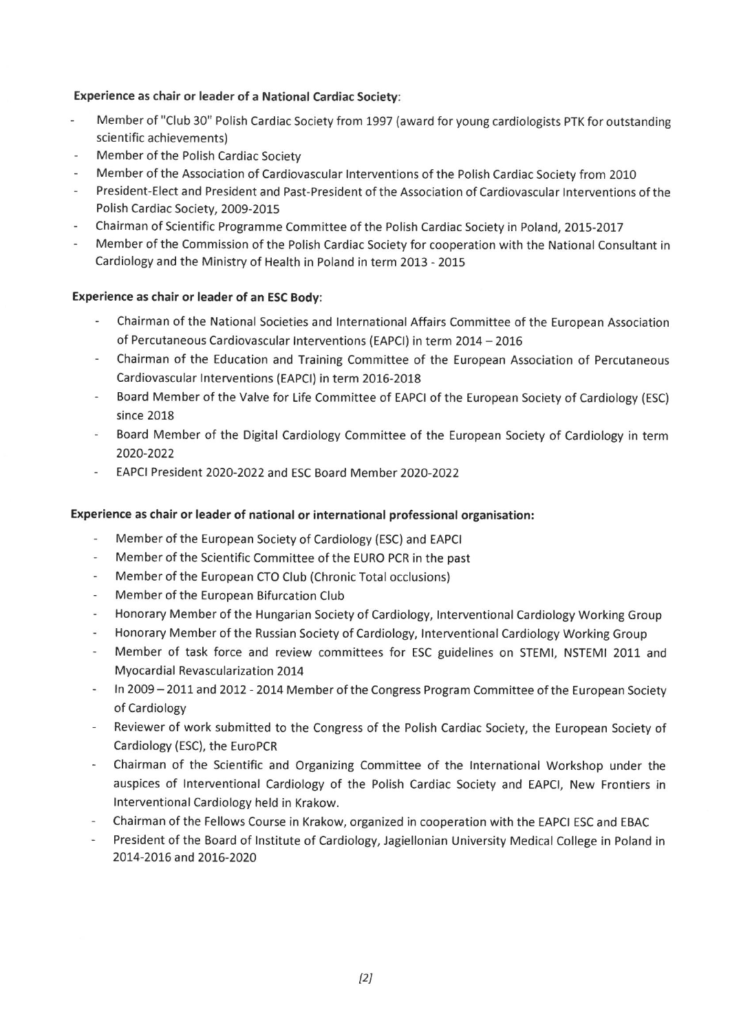**Experience as chair or leader of a National Cardiac Society**:

- Member of "Club 30" Polish Cardiac Society from 1997 (award for young cardiologists PTK for outstanding scientific achievements)
- Member of the Polish Cardiac Society
- Member of the Association of Cardiovascular Interventions of the Polish Cardiac Society from 2010
- President-Elect and President and Past-President of the Association of Cardiovascular Interventions of the Polish Cardiac Society, 2009-2015
- Chairman of Scientific Programme Committee of the Polish Cardiac Society in Poland, 2015-2017
- Member of the Commission of the Polish Cardiac Society for cooperation with the National Consultant in Cardiology and the Ministry of Health in Poland in term 2013 - 2015

**Experience as chair or leader of an ESC Body**:

- Chairman of the National Societies and International Affairs Committee of the European Association of Percutaneous Cardiovascular Interventions (EAPCI) in term 2014 – 2016
- Chairman of the Education and Training Committee of the European Association of Percutaneous Cardiovascular Interventions (EAPCI) in term 2016-2018
- Board Member of the Valve for Life Committee of EAPCI of the European Society of Cardiology (ESC) since 2018
- Board Member of the Digital Cardiology Committee of the European Society of Cardiology in term 2020-2022
- EAPCI President 2020-2022 and ESC Board Member 2020-2022

**Experience as chair or leader of national or international professional organisation:**

- Member of the European Society of Cardiology (ESC) and EAPCI
- Member of the Scientific Committee of the EURO PCR in the past
- Member of the European CTO Club (Chronic Total occlusions)
- Member of the European Bifurcation Club
- Honorary Member of the Hungarian Society of Cardiology, Interventional Cardiology Working Group
- Honorary Member of the Russian Society of Cardiology, Interventional Cardiology Working Group
- Member of task force and review committees for ESC guidelines on STEMI, NSTEMI 2011 and Myocardial Revascularization 2014
- In 2009 – 2011 and 2012 - 2014 Member of the Congress Program Committee of the European Society of Cardiology
- Reviewer of work submitted to the Congress of the Polish Cardiac Society, the European Society of Cardiology (ESC), the EuroPCR
- Chairman of the Scientific and Organizing Committee of the International Workshop under the auspices of Interventional Cardiology of the Polish Cardiac Society and EAPCI, New Frontiers in Interventional Cardiology held in Krakow.
- Chairman of the Fellows Course in Krakow, organized in cooperation with the EAPCI ESC and EBAC
- President of the Board of Institute of Cardiology, Jagiellonian University Medical College in Poland in 2014-2016 and 2016-2020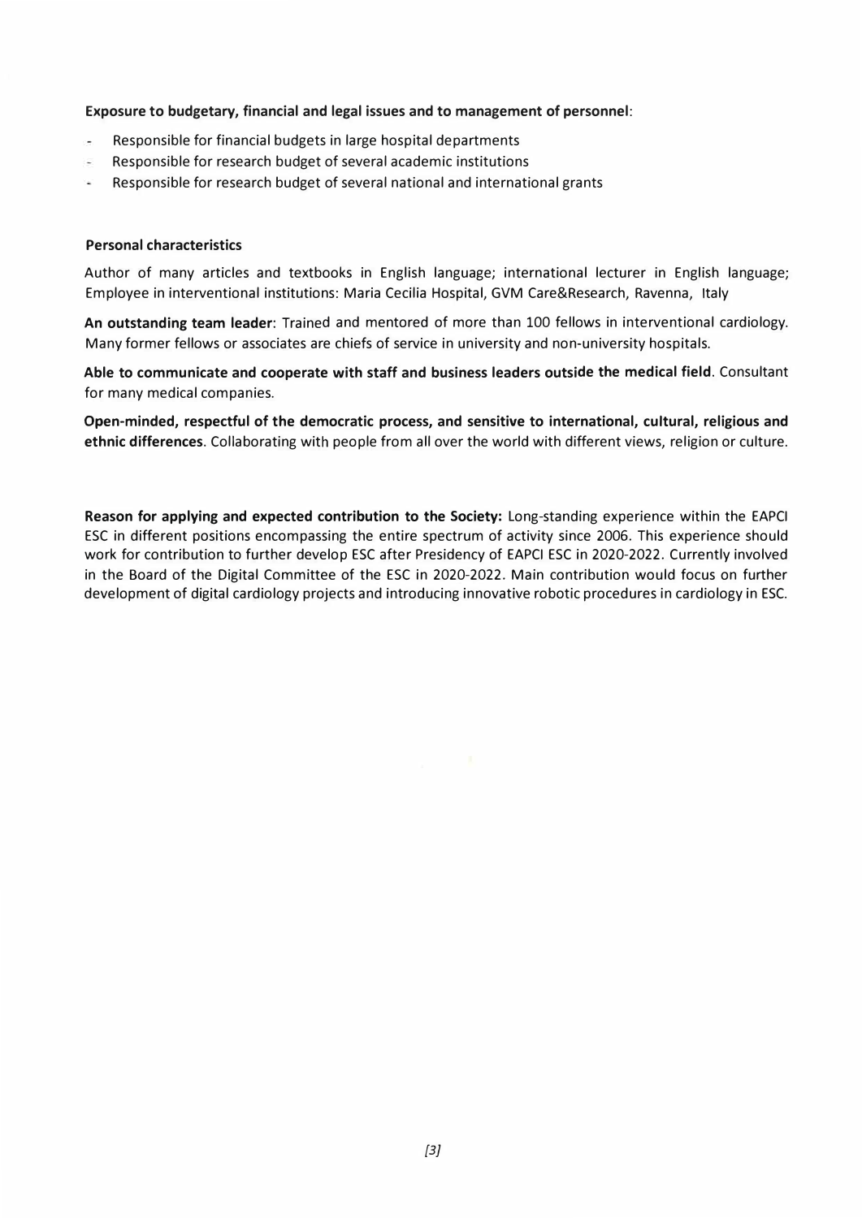**Exposure to budgetary, financial and legal issues and to management of personnel**:

- Responsible for financial budgets in large hospital departments
- Responsible for research budget of several academic institutions
- Responsible for research budget of several national and international grants

**Personal characteristics**

Author of many articles and textbooks in English language; international lecturer in English language; Employee in interventional institutions: Maria Cecilia Hospital, GVM Care&Research, Ravenna, Italy

**An outstanding team leader**: Trained and mentored of more than 100 fellows in interventional cardiology. Many former fellows or associates are chiefs of service in university and non-university hospitals.

**Able to communicate and cooperate with staff and business leaders outside the medical field**. Consultant for many medical companies.

**Open-minded, respectful of the democratic process, and sensitive to international, cultural, religious and ethnic differences**. Collaborating with people from all over the world with different views, religion or culture.

**Reason for applying and expected contribution to the Society:** Long-standing experience within the EAPCI ESC in different positions encompassing the entire spectrum of activity since 2006. This experience should work for contribution to further develop ESC after Presidency of EAPCI ESC in 2020-2022. Currently involved in the Board of the Digital Committee of the ESC in 2020-2022. Main contribution would focus on further development of digital cardiology projects and introducing innovative robotic procedures in cardiology in ESC.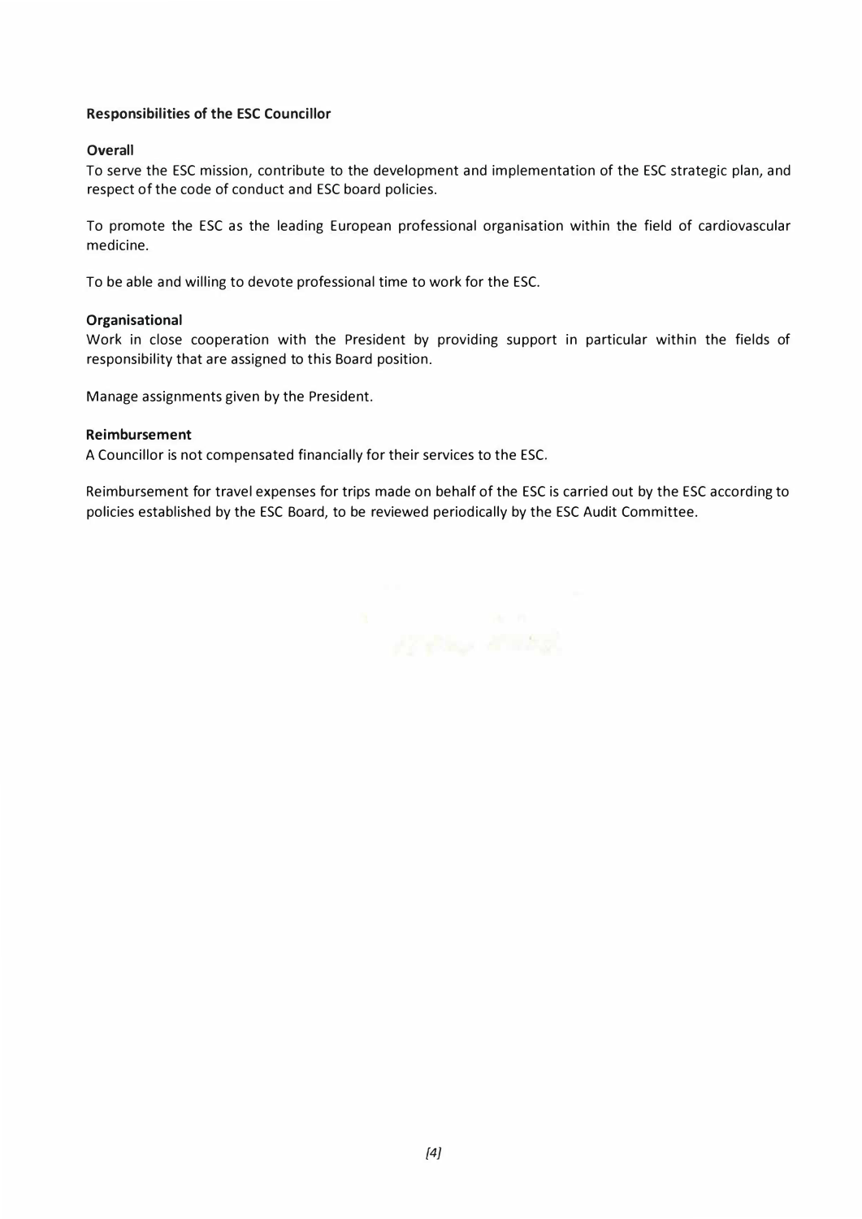**Responsibilities of the ESC Councillor**

**Overall**

To serve the ESC mission, contribute to the development and implementation of the ESC strategic plan, and respect of the code of conduct and ESC board policies.

To promote the ESC as the leading European professional organisation within the field of cardiovascular medicine.

To be able and willing to devote professional time to work for the ESC.

**Organisational**

Work in close cooperation with the President by providing support in particular within the fields of responsibility that are assigned to this Board position.

Manage assignments given by the President.

**Reimbursement**

A Councillor is not compensated financially for their services to the ESC.

Reimbursement for travel expenses for trips made on behalf of the ESC is carried out by the ESC according to policies established by the ESC Board, to be reviewed periodically by the ESC Audit Committee.